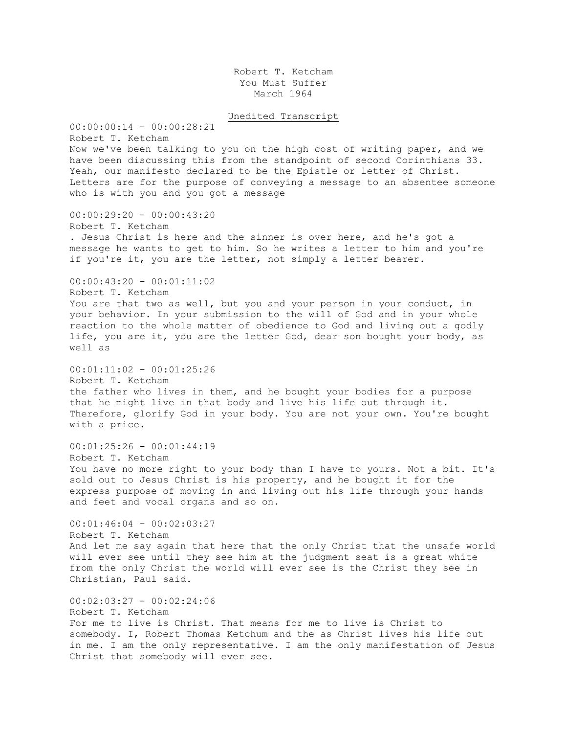Robert T. Ketcham
You Must Suffer
March 1964

Unedited Transcript

00:00:00:14 - 00:00:28:21
Robert T. Ketcham
Now we've been talking to you on the high cost of writing paper, and we have been discussing this from the standpoint of second Corinthians 33. Yeah, our manifesto declared to be the Epistle or letter of Christ. Letters are for the purpose of conveying a message to an absentee someone who is with you and you got a message

00:00:29:20 - 00:00:43:20
Robert T. Ketcham
. Jesus Christ is here and the sinner is over here, and he's got a message he wants to get to him. So he writes a letter to him and you're if you're it, you are the letter, not simply a letter bearer.

00:00:43:20 - 00:01:11:02
Robert T. Ketcham
You are that two as well, but you and your person in your conduct, in your behavior. In your submission to the will of God and in your whole reaction to the whole matter of obedience to God and living out a godly life, you are it, you are the letter God, dear son bought your body, as well as

00:01:11:02 - 00:01:25:26
Robert T. Ketcham
the father who lives in them, and he bought your bodies for a purpose that he might live in that body and live his life out through it. Therefore, glorify God in your body. You are not your own. You're bought with a price.

00:01:25:26 - 00:01:44:19
Robert T. Ketcham
You have no more right to your body than I have to yours. Not a bit. It's sold out to Jesus Christ is his property, and he bought it for the express purpose of moving in and living out his life through your hands and feet and vocal organs and so on.

00:01:46:04 - 00:02:03:27
Robert T. Ketcham
And let me say again that here that the only Christ that the unsafe world will ever see until they see him at the judgment seat is a great white from the only Christ the world will ever see is the Christ they see in Christian, Paul said.

00:02:03:27 - 00:02:24:06
Robert T. Ketcham
For me to live is Christ. That means for me to live is Christ to somebody. I, Robert Thomas Ketchum and the as Christ lives his life out in me. I am the only representative. I am the only manifestation of Jesus Christ that somebody will ever see.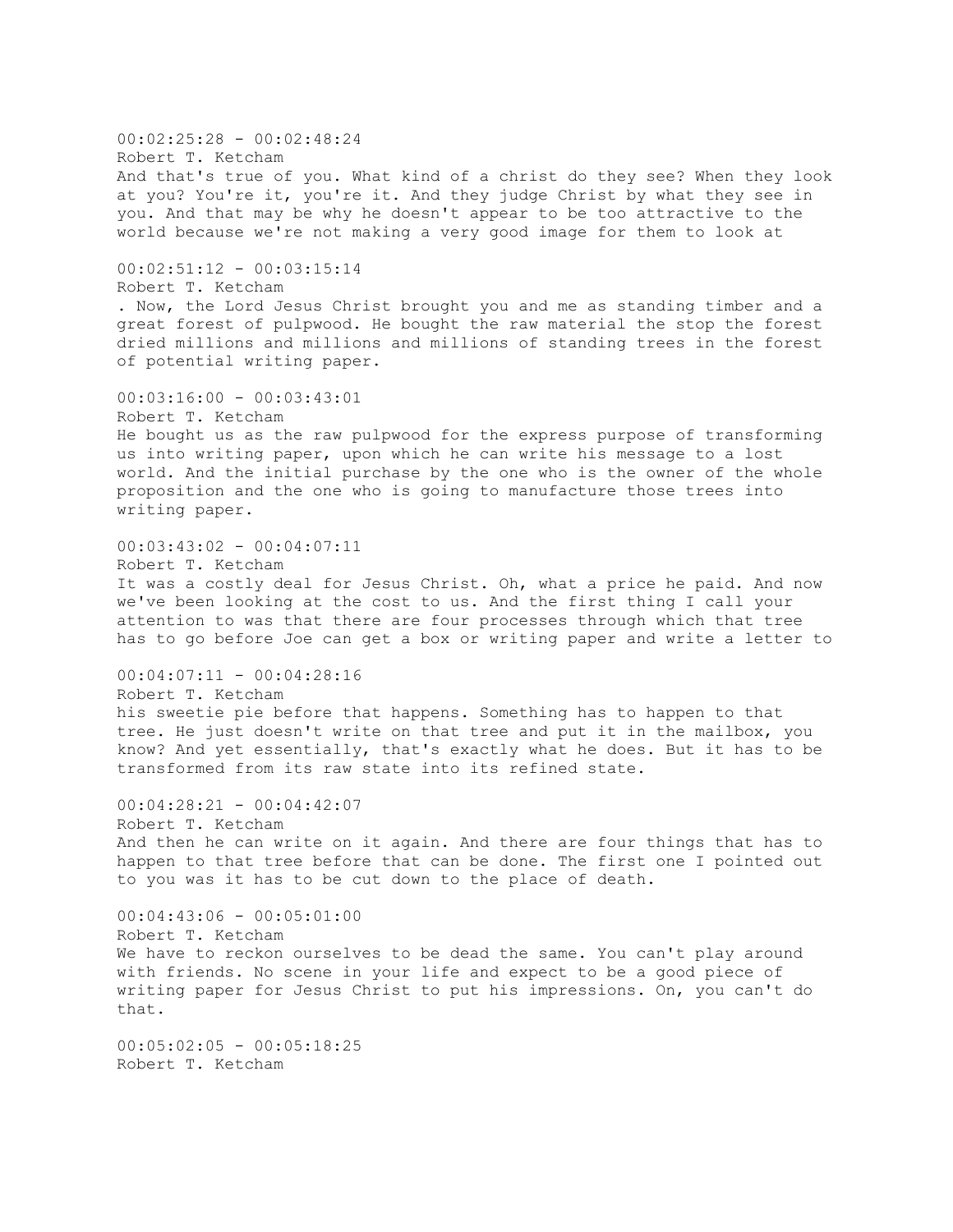00:02:25:28 - 00:02:48:24
Robert T. Ketcham
And that's true of you. What kind of a christ do they see? When they look at you? You're it, you're it. And they judge Christ by what they see in you. And that may be why he doesn't appear to be too attractive to the world because we're not making a very good image for them to look at

00:02:51:12 - 00:03:15:14
Robert T. Ketcham
. Now, the Lord Jesus Christ brought you and me as standing timber and a great forest of pulpwood. He bought the raw material the stop the forest dried millions and millions and millions of standing trees in the forest of potential writing paper.

00:03:16:00 - 00:03:43:01
Robert T. Ketcham
He bought us as the raw pulpwood for the express purpose of transforming us into writing paper, upon which he can write his message to a lost world. And the initial purchase by the one who is the owner of the whole proposition and the one who is going to manufacture those trees into writing paper.

00:03:43:02 - 00:04:07:11
Robert T. Ketcham
It was a costly deal for Jesus Christ. Oh, what a price he paid. And now we've been looking at the cost to us. And the first thing I call your attention to was that there are four processes through which that tree has to go before Joe can get a box or writing paper and write a letter to

00:04:07:11 - 00:04:28:16
Robert T. Ketcham
his sweetie pie before that happens. Something has to happen to that tree. He just doesn't write on that tree and put it in the mailbox, you know? And yet essentially, that's exactly what he does. But it has to be transformed from its raw state into its refined state.

00:04:28:21 - 00:04:42:07
Robert T. Ketcham
And then he can write on it again. And there are four things that has to happen to that tree before that can be done. The first one I pointed out to you was it has to be cut down to the place of death.

00:04:43:06 - 00:05:01:00
Robert T. Ketcham
We have to reckon ourselves to be dead the same. You can't play around with friends. No scene in your life and expect to be a good piece of writing paper for Jesus Christ to put his impressions. On, you can't do that.

00:05:02:05 - 00:05:18:25
Robert T. Ketcham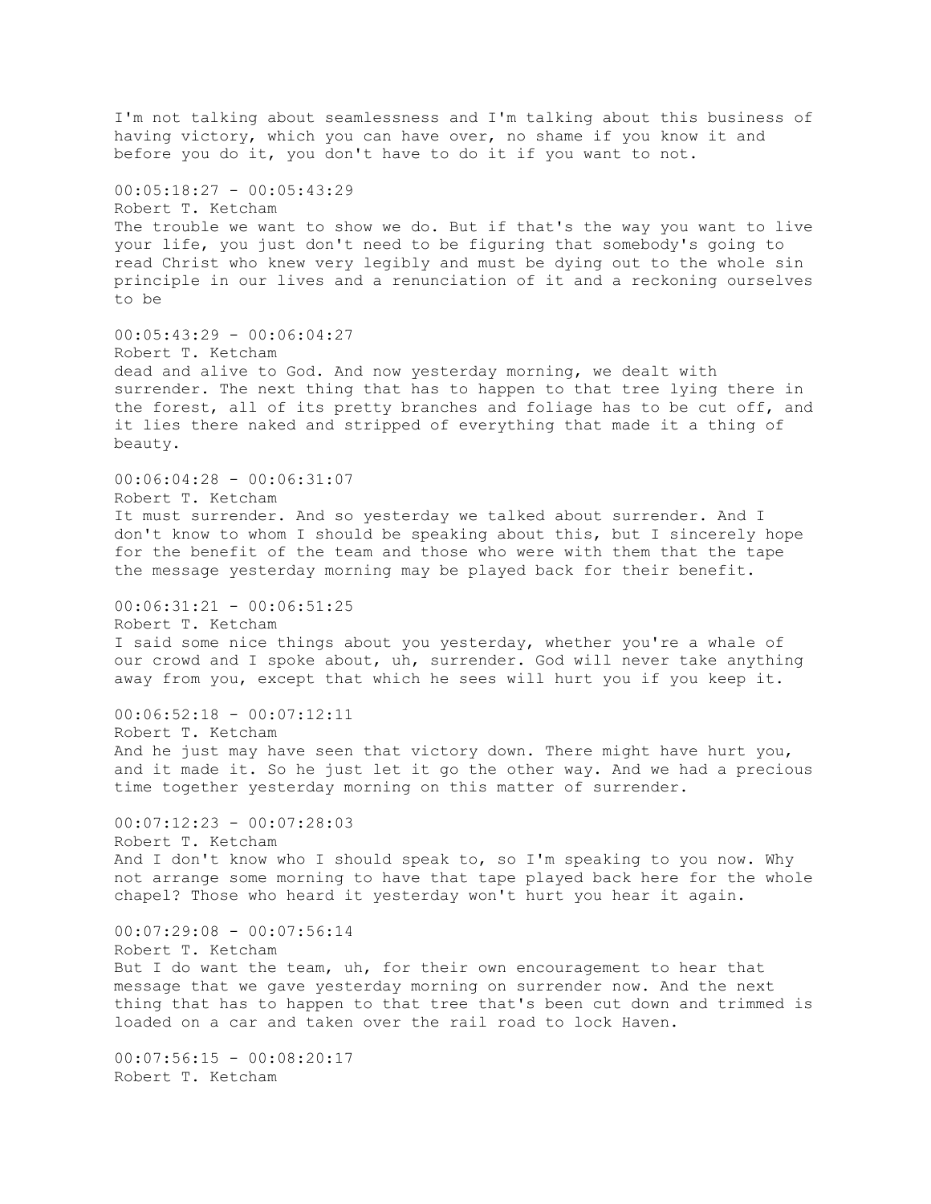I'm not talking about seamlessness and I'm talking about this business of having victory, which you can have over, no shame if you know it and before you do it, you don't have to do it if you want to not.

00:05:18:27 - 00:05:43:29
Robert T. Ketcham
The trouble we want to show we do. But if that's the way you want to live your life, you just don't need to be figuring that somebody's going to read Christ who knew very legibly and must be dying out to the whole sin principle in our lives and a renunciation of it and a reckoning ourselves to be

00:05:43:29 - 00:06:04:27
Robert T. Ketcham
dead and alive to God. And now yesterday morning, we dealt with surrender. The next thing that has to happen to that tree lying there in the forest, all of its pretty branches and foliage has to be cut off, and it lies there naked and stripped of everything that made it a thing of beauty.

00:06:04:28 - 00:06:31:07
Robert T. Ketcham
It must surrender. And so yesterday we talked about surrender. And I don't know to whom I should be speaking about this, but I sincerely hope for the benefit of the team and those who were with them that the tape the message yesterday morning may be played back for their benefit.

00:06:31:21 - 00:06:51:25
Robert T. Ketcham
I said some nice things about you yesterday, whether you're a whale of our crowd and I spoke about, uh, surrender. God will never take anything away from you, except that which he sees will hurt you if you keep it.

00:06:52:18 - 00:07:12:11
Robert T. Ketcham
And he just may have seen that victory down. There might have hurt you, and it made it. So he just let it go the other way. And we had a precious time together yesterday morning on this matter of surrender.

00:07:12:23 - 00:07:28:03
Robert T. Ketcham
And I don't know who I should speak to, so I'm speaking to you now. Why not arrange some morning to have that tape played back here for the whole chapel? Those who heard it yesterday won't hurt you hear it again.

00:07:29:08 - 00:07:56:14
Robert T. Ketcham
But I do want the team, uh, for their own encouragement to hear that message that we gave yesterday morning on surrender now. And the next thing that has to happen to that tree that's been cut down and trimmed is loaded on a car and taken over the rail road to lock Haven.

00:07:56:15 - 00:08:20:17
Robert T. Ketcham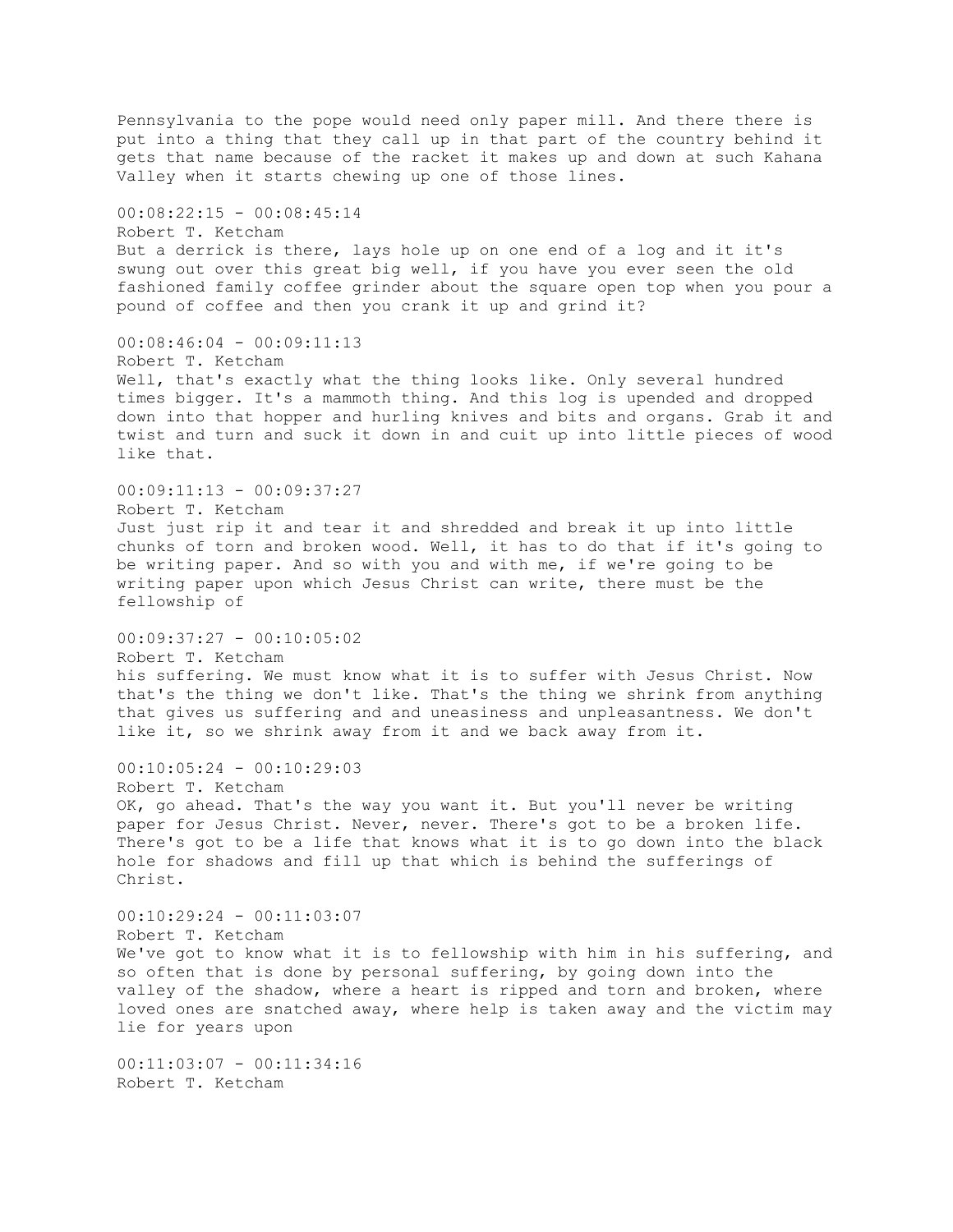Pennsylvania to the pope would need only paper mill. And there there is put into a thing that they call up in that part of the country behind it gets that name because of the racket it makes up and down at such Kahana Valley when it starts chewing up one of those lines.

00:08:22:15 - 00:08:45:14
Robert T. Ketcham
But a derrick is there, lays hole up on one end of a log and it it's swung out over this great big well, if you have you ever seen the old fashioned family coffee grinder about the square open top when you pour a pound of coffee and then you crank it up and grind it?

00:08:46:04 - 00:09:11:13
Robert T. Ketcham
Well, that's exactly what the thing looks like. Only several hundred times bigger. It's a mammoth thing. And this log is upended and dropped down into that hopper and hurling knives and bits and organs. Grab it and twist and turn and suck it down in and cuit up into little pieces of wood like that.

00:09:11:13 - 00:09:37:27
Robert T. Ketcham
Just just rip it and tear it and shredded and break it up into little chunks of torn and broken wood. Well, it has to do that if it's going to be writing paper. And so with you and with me, if we're going to be writing paper upon which Jesus Christ can write, there must be the fellowship of

00:09:37:27 - 00:10:05:02
Robert T. Ketcham
his suffering. We must know what it is to suffer with Jesus Christ. Now that's the thing we don't like. That's the thing we shrink from anything that gives us suffering and and uneasiness and unpleasantness. We don't like it, so we shrink away from it and we back away from it.

00:10:05:24 - 00:10:29:03
Robert T. Ketcham
OK, go ahead. That's the way you want it. But you'll never be writing paper for Jesus Christ. Never, never. There's got to be a broken life. There's got to be a life that knows what it is to go down into the black hole for shadows and fill up that which is behind the sufferings of Christ.

00:10:29:24 - 00:11:03:07
Robert T. Ketcham
We've got to know what it is to fellowship with him in his suffering, and so often that is done by personal suffering, by going down into the valley of the shadow, where a heart is ripped and torn and broken, where loved ones are snatched away, where help is taken away and the victim may lie for years upon

00:11:03:07 - 00:11:34:16
Robert T. Ketcham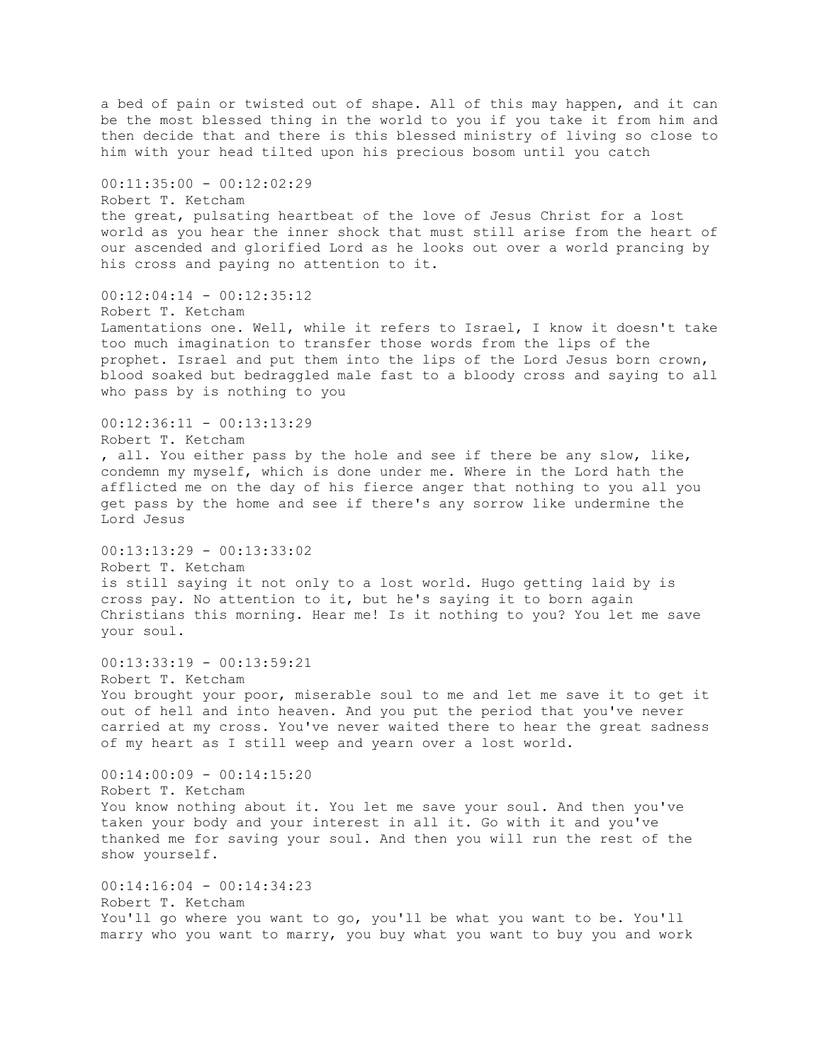a bed of pain or twisted out of shape. All of this may happen, and it can be the most blessed thing in the world to you if you take it from him and then decide that and there is this blessed ministry of living so close to him with your head tilted upon his precious bosom until you catch

00:11:35:00 - 00:12:02:29
Robert T. Ketcham
the great, pulsating heartbeat of the love of Jesus Christ for a lost world as you hear the inner shock that must still arise from the heart of our ascended and glorified Lord as he looks out over a world prancing by his cross and paying no attention to it.

00:12:04:14 - 00:12:35:12
Robert T. Ketcham
Lamentations one. Well, while it refers to Israel, I know it doesn't take too much imagination to transfer those words from the lips of the prophet. Israel and put them into the lips of the Lord Jesus born crown, blood soaked but bedraggled male fast to a bloody cross and saying to all who pass by is nothing to you

00:12:36:11 - 00:13:13:29
Robert T. Ketcham
, all. You either pass by the hole and see if there be any slow, like, condemn my myself, which is done under me. Where in the Lord hath the afflicted me on the day of his fierce anger that nothing to you all you get pass by the home and see if there's any sorrow like undermine the Lord Jesus

00:13:13:29 - 00:13:33:02
Robert T. Ketcham
is still saying it not only to a lost world. Hugo getting laid by is cross pay. No attention to it, but he's saying it to born again Christians this morning. Hear me! Is it nothing to you? You let me save your soul.

00:13:33:19 - 00:13:59:21
Robert T. Ketcham
You brought your poor, miserable soul to me and let me save it to get it out of hell and into heaven. And you put the period that you've never carried at my cross. You've never waited there to hear the great sadness of my heart as I still weep and yearn over a lost world.

00:14:00:09 - 00:14:15:20
Robert T. Ketcham
You know nothing about it. You let me save your soul. And then you've taken your body and your interest in all it. Go with it and you've thanked me for saving your soul. And then you will run the rest of the show yourself.

00:14:16:04 - 00:14:34:23
Robert T. Ketcham
You'll go where you want to go, you'll be what you want to be. You'll marry who you want to marry, you buy what you want to buy you and work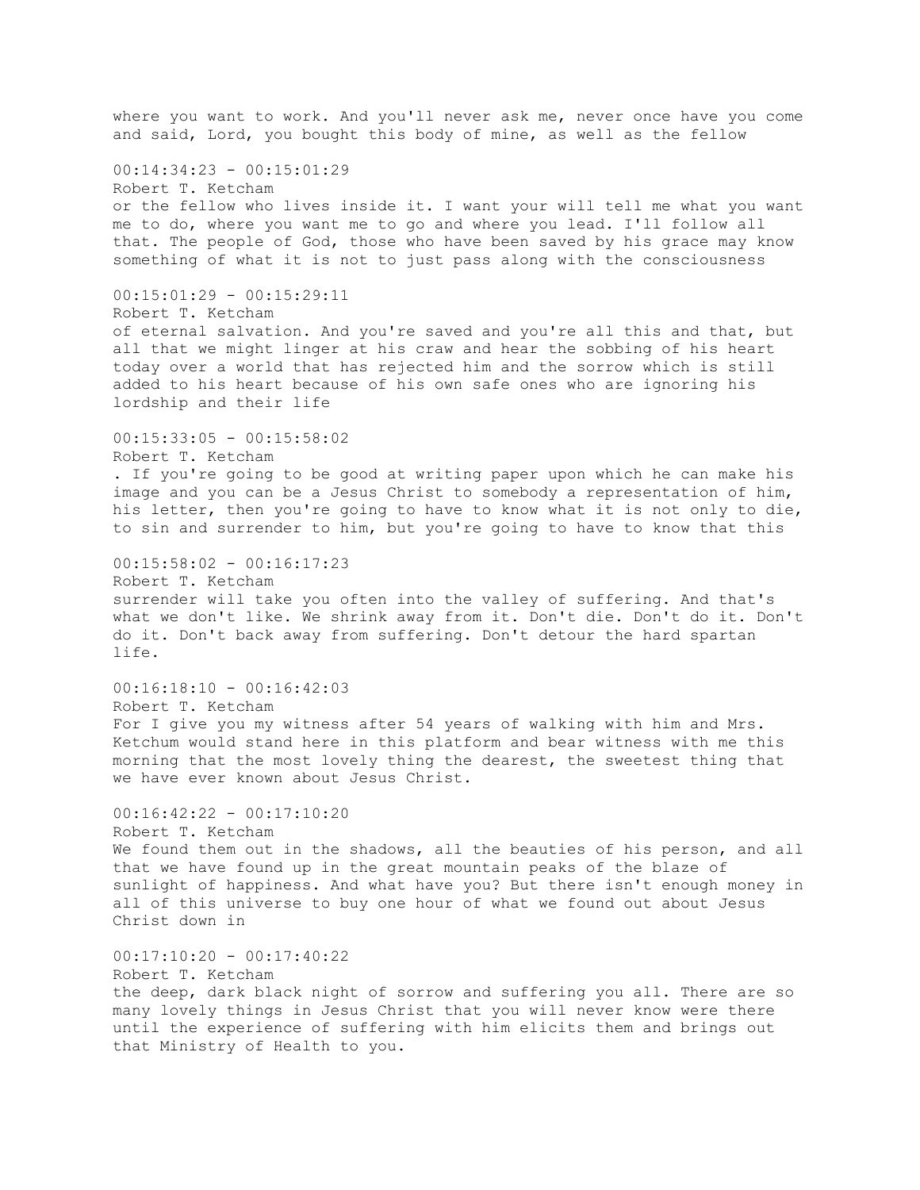where you want to work. And you'll never ask me, never once have you come and said, Lord, you bought this body of mine, as well as the fellow

00:14:34:23 - 00:15:01:29
Robert T. Ketcham
or the fellow who lives inside it. I want your will tell me what you want me to do, where you want me to go and where you lead. I'll follow all that. The people of God, those who have been saved by his grace may know something of what it is not to just pass along with the consciousness

00:15:01:29 - 00:15:29:11
Robert T. Ketcham
of eternal salvation. And you're saved and you're all this and that, but all that we might linger at his craw and hear the sobbing of his heart today over a world that has rejected him and the sorrow which is still added to his heart because of his own safe ones who are ignoring his lordship and their life

00:15:33:05 - 00:15:58:02
Robert T. Ketcham
. If you're going to be good at writing paper upon which he can make his image and you can be a Jesus Christ to somebody a representation of him, his letter, then you're going to have to know what it is not only to die, to sin and surrender to him, but you're going to have to know that this

00:15:58:02 - 00:16:17:23
Robert T. Ketcham
surrender will take you often into the valley of suffering. And that's what we don't like. We shrink away from it. Don't die. Don't do it. Don't do it. Don't back away from suffering. Don't detour the hard spartan life.

00:16:18:10 - 00:16:42:03
Robert T. Ketcham
For I give you my witness after 54 years of walking with him and Mrs. Ketchum would stand here in this platform and bear witness with me this morning that the most lovely thing the dearest, the sweetest thing that we have ever known about Jesus Christ.

00:16:42:22 - 00:17:10:20
Robert T. Ketcham
We found them out in the shadows, all the beauties of his person, and all that we have found up in the great mountain peaks of the blaze of sunlight of happiness. And what have you? But there isn't enough money in all of this universe to buy one hour of what we found out about Jesus Christ down in

00:17:10:20 - 00:17:40:22
Robert T. Ketcham
the deep, dark black night of sorrow and suffering you all. There are so many lovely things in Jesus Christ that you will never know were there until the experience of suffering with him elicits them and brings out that Ministry of Health to you.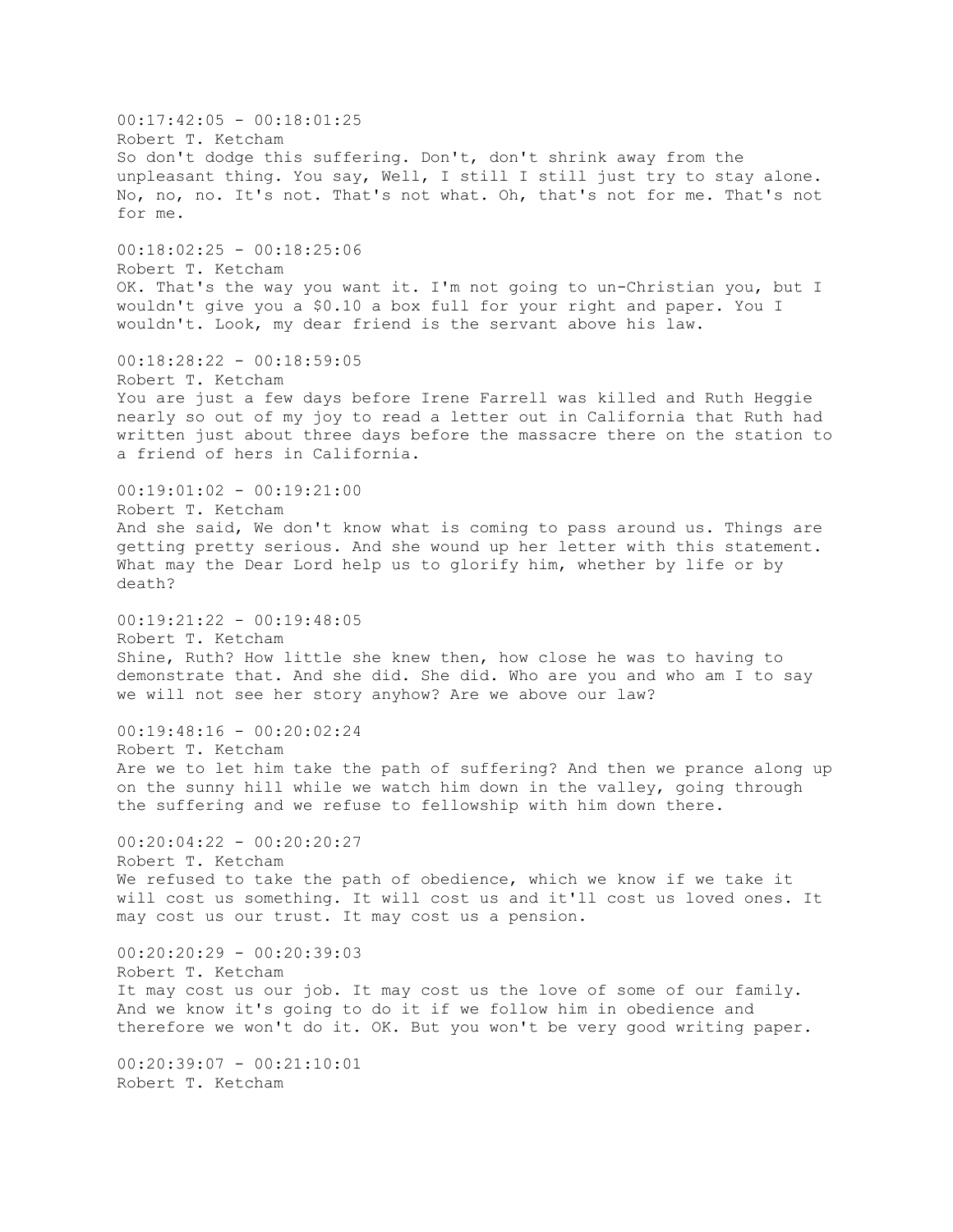00:17:42:05 - 00:18:01:25
Robert T. Ketcham
So don't dodge this suffering. Don't, don't shrink away from the unpleasant thing. You say, Well, I still I still just try to stay alone. No, no, no. It's not. That's not what. Oh, that's not for me. That's not for me.

00:18:02:25 - 00:18:25:06
Robert T. Ketcham
OK. That's the way you want it. I'm not going to un-Christian you, but I wouldn't give you a $0.10 a box full for your right and paper. You I wouldn't. Look, my dear friend is the servant above his law.

00:18:28:22 - 00:18:59:05
Robert T. Ketcham
You are just a few days before Irene Farrell was killed and Ruth Heggie nearly so out of my joy to read a letter out in California that Ruth had written just about three days before the massacre there on the station to a friend of hers in California.

00:19:01:02 - 00:19:21:00
Robert T. Ketcham
And she said, We don't know what is coming to pass around us. Things are getting pretty serious. And she wound up her letter with this statement. What may the Dear Lord help us to glorify him, whether by life or by death?

00:19:21:22 - 00:19:48:05
Robert T. Ketcham
Shine, Ruth? How little she knew then, how close he was to having to demonstrate that. And she did. She did. Who are you and who am I to say we will not see her story anyhow? Are we above our law?

00:19:48:16 - 00:20:02:24
Robert T. Ketcham
Are we to let him take the path of suffering? And then we prance along up on the sunny hill while we watch him down in the valley, going through the suffering and we refuse to fellowship with him down there.

00:20:04:22 - 00:20:20:27
Robert T. Ketcham
We refused to take the path of obedience, which we know if we take it will cost us something. It will cost us and it'll cost us loved ones. It may cost us our trust. It may cost us a pension.

00:20:20:29 - 00:20:39:03
Robert T. Ketcham
It may cost us our job. It may cost us the love of some of our family. And we know it's going to do it if we follow him in obedience and therefore we won't do it. OK. But you won't be very good writing paper.

00:20:39:07 - 00:21:10:01
Robert T. Ketcham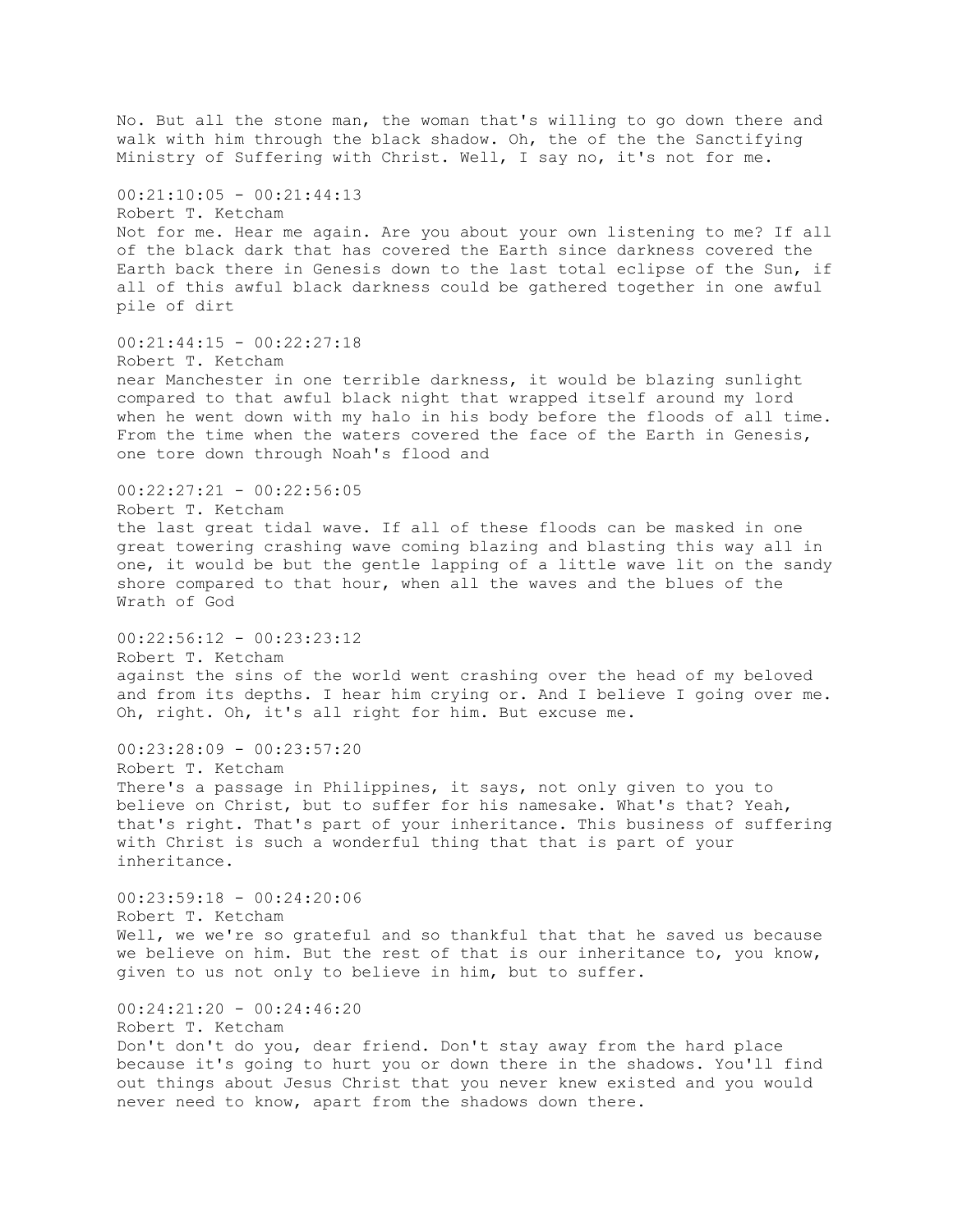No. But all the stone man, the woman that's willing to go down there and walk with him through the black shadow. Oh, the of the the Sanctifying Ministry of Suffering with Christ. Well, I say no, it's not for me.

00:21:10:05 - 00:21:44:13
Robert T. Ketcham
Not for me. Hear me again. Are you about your own listening to me? If all of the black dark that has covered the Earth since darkness covered the Earth back there in Genesis down to the last total eclipse of the Sun, if all of this awful black darkness could be gathered together in one awful pile of dirt

00:21:44:15 - 00:22:27:18
Robert T. Ketcham
near Manchester in one terrible darkness, it would be blazing sunlight compared to that awful black night that wrapped itself around my lord when he went down with my halo in his body before the floods of all time. From the time when the waters covered the face of the Earth in Genesis, one tore down through Noah's flood and

00:22:27:21 - 00:22:56:05
Robert T. Ketcham
the last great tidal wave. If all of these floods can be masked in one great towering crashing wave coming blazing and blasting this way all in one, it would be but the gentle lapping of a little wave lit on the sandy shore compared to that hour, when all the waves and the blues of the Wrath of God

00:22:56:12 - 00:23:23:12
Robert T. Ketcham
against the sins of the world went crashing over the head of my beloved and from its depths. I hear him crying or. And I believe I going over me. Oh, right. Oh, it's all right for him. But excuse me.

00:23:28:09 - 00:23:57:20
Robert T. Ketcham
There's a passage in Philippines, it says, not only given to you to believe on Christ, but to suffer for his namesake. What's that? Yeah, that's right. That's part of your inheritance. This business of suffering with Christ is such a wonderful thing that that is part of your inheritance.

00:23:59:18 - 00:24:20:06
Robert T. Ketcham
Well, we we're so grateful and so thankful that that he saved us because we believe on him. But the rest of that is our inheritance to, you know, given to us not only to believe in him, but to suffer.

00:24:21:20 - 00:24:46:20
Robert T. Ketcham
Don't don't do you, dear friend. Don't stay away from the hard place because it's going to hurt you or down there in the shadows. You'll find out things about Jesus Christ that you never knew existed and you would never need to know, apart from the shadows down there.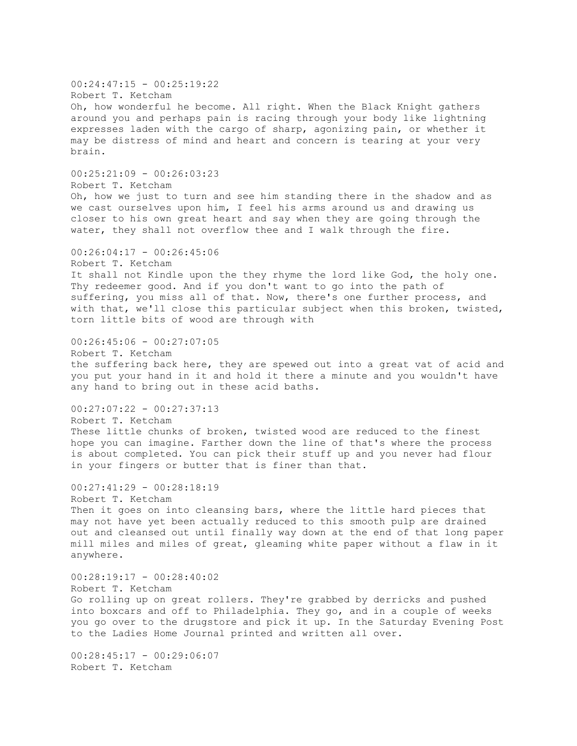00:24:47:15 - 00:25:19:22
Robert T. Ketcham
Oh, how wonderful he become. All right. When the Black Knight gathers around you and perhaps pain is racing through your body like lightning expresses laden with the cargo of sharp, agonizing pain, or whether it may be distress of mind and heart and concern is tearing at your very brain.

00:25:21:09 - 00:26:03:23
Robert T. Ketcham
Oh, how we just to turn and see him standing there in the shadow and as we cast ourselves upon him, I feel his arms around us and drawing us closer to his own great heart and say when they are going through the water, they shall not overflow thee and I walk through the fire.

00:26:04:17 - 00:26:45:06
Robert T. Ketcham
It shall not Kindle upon the they rhyme the lord like God, the holy one. Thy redeemer good. And if you don't want to go into the path of suffering, you miss all of that. Now, there's one further process, and with that, we'll close this particular subject when this broken, twisted, torn little bits of wood are through with

00:26:45:06 - 00:27:07:05
Robert T. Ketcham
the suffering back here, they are spewed out into a great vat of acid and you put your hand in it and hold it there a minute and you wouldn't have any hand to bring out in these acid baths.

00:27:07:22 - 00:27:37:13
Robert T. Ketcham
These little chunks of broken, twisted wood are reduced to the finest hope you can imagine. Farther down the line of that's where the process is about completed. You can pick their stuff up and you never had flour in your fingers or butter that is finer than that.

00:27:41:29 - 00:28:18:19
Robert T. Ketcham
Then it goes on into cleansing bars, where the little hard pieces that may not have yet been actually reduced to this smooth pulp are drained out and cleansed out until finally way down at the end of that long paper mill miles and miles of great, gleaming white paper without a flaw in it anywhere.

00:28:19:17 - 00:28:40:02
Robert T. Ketcham
Go rolling up on great rollers. They're grabbed by derricks and pushed into boxcars and off to Philadelphia. They go, and in a couple of weeks you go over to the drugstore and pick it up. In the Saturday Evening Post to the Ladies Home Journal printed and written all over.

00:28:45:17 - 00:29:06:07
Robert T. Ketcham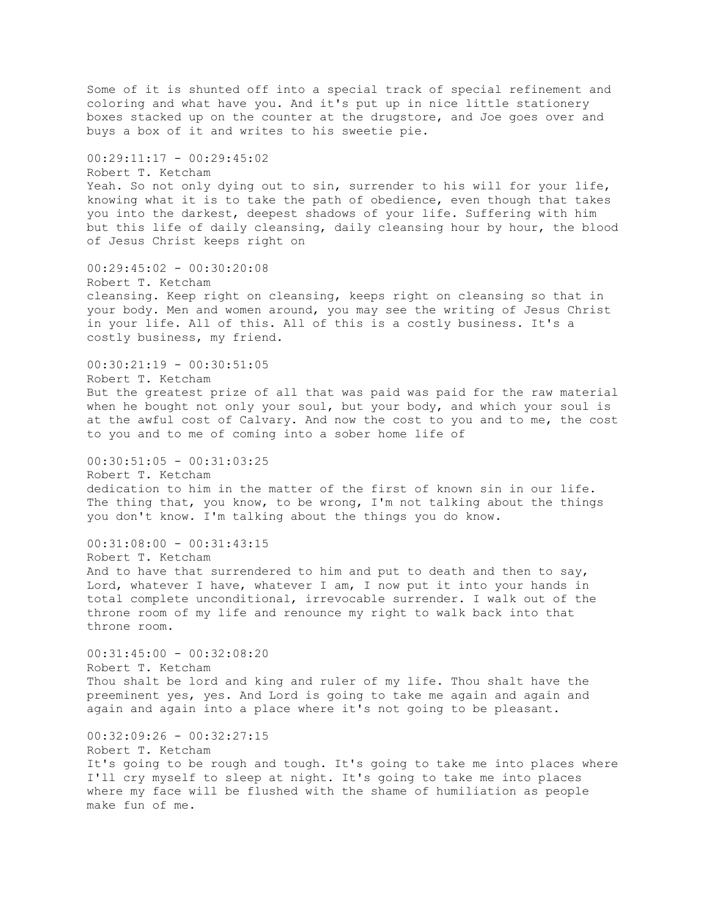Some of it is shunted off into a special track of special refinement and coloring and what have you. And it's put up in nice little stationery boxes stacked up on the counter at the drugstore, and Joe goes over and buys a box of it and writes to his sweetie pie.

00:29:11:17 - 00:29:45:02
Robert T. Ketcham
Yeah. So not only dying out to sin, surrender to his will for your life, knowing what it is to take the path of obedience, even though that takes you into the darkest, deepest shadows of your life. Suffering with him but this life of daily cleansing, daily cleansing hour by hour, the blood of Jesus Christ keeps right on

00:29:45:02 - 00:30:20:08
Robert T. Ketcham
cleansing. Keep right on cleansing, keeps right on cleansing so that in your body. Men and women around, you may see the writing of Jesus Christ in your life. All of this. All of this is a costly business. It's a costly business, my friend.

00:30:21:19 - 00:30:51:05
Robert T. Ketcham
But the greatest prize of all that was paid was paid for the raw material when he bought not only your soul, but your body, and which your soul is at the awful cost of Calvary. And now the cost to you and to me, the cost to you and to me of coming into a sober home life of

00:30:51:05 - 00:31:03:25
Robert T. Ketcham
dedication to him in the matter of the first of known sin in our life. The thing that, you know, to be wrong, I'm not talking about the things you don't know. I'm talking about the things you do know.

00:31:08:00 - 00:31:43:15
Robert T. Ketcham
And to have that surrendered to him and put to death and then to say, Lord, whatever I have, whatever I am, I now put it into your hands in total complete unconditional, irrevocable surrender. I walk out of the throne room of my life and renounce my right to walk back into that throne room.

00:31:45:00 - 00:32:08:20
Robert T. Ketcham
Thou shalt be lord and king and ruler of my life. Thou shalt have the preeminent yes, yes. And Lord is going to take me again and again and again and again into a place where it's not going to be pleasant.

00:32:09:26 - 00:32:27:15
Robert T. Ketcham
It's going to be rough and tough. It's going to take me into places where I'll cry myself to sleep at night. It's going to take me into places where my face will be flushed with the shame of humiliation as people make fun of me.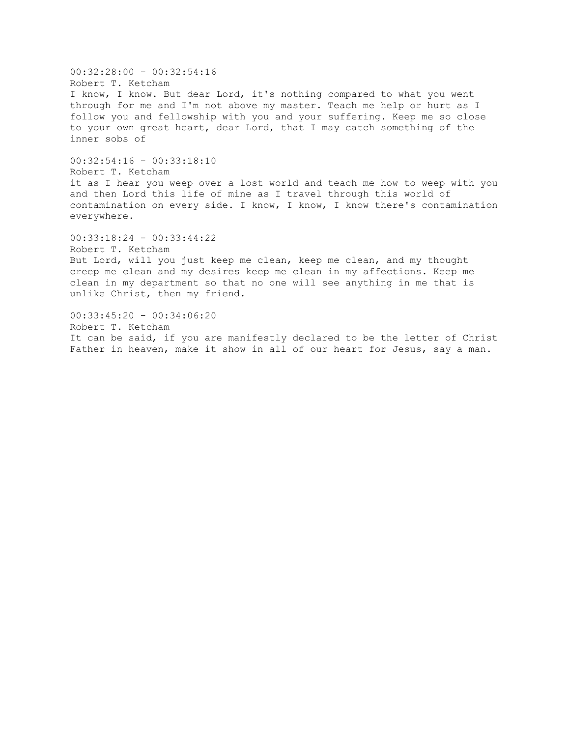00:32:28:00 - 00:32:54:16
Robert T. Ketcham
I know, I know. But dear Lord, it's nothing compared to what you went through for me and I'm not above my master. Teach me help or hurt as I follow you and fellowship with you and your suffering. Keep me so close to your own great heart, dear Lord, that I may catch something of the inner sobs of

00:32:54:16 - 00:33:18:10
Robert T. Ketcham
it as I hear you weep over a lost world and teach me how to weep with you and then Lord this life of mine as I travel through this world of contamination on every side. I know, I know, I know there's contamination everywhere.

00:33:18:24 - 00:33:44:22
Robert T. Ketcham
But Lord, will you just keep me clean, keep me clean, and my thought creep me clean and my desires keep me clean in my affections. Keep me clean in my department so that no one will see anything in me that is unlike Christ, then my friend.

00:33:45:20 - 00:34:06:20
Robert T. Ketcham
It can be said, if you are manifestly declared to be the letter of Christ Father in heaven, make it show in all of our heart for Jesus, say a man.